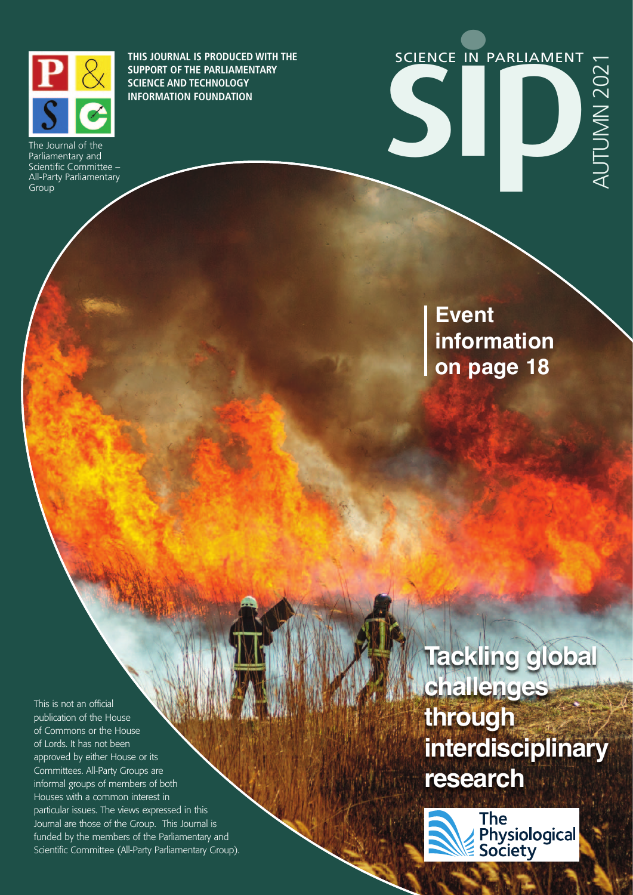The Journal of the Parliamentary and Scientific Committee – All-Party Parliamentary Group

**THIS JOURNAL IS PRODUCED WITH THE SUPPORT OF THE PARLIAMENTARY SCIENCE AND TECHNOLOGY INFORMATION FOUNDATION**

# sip

SCIENCE IN PARLIAMENT

AUTUMN 2021

**Event information on page 18**

# Tackling global challenges through interdisciplinary research

The Physiological Society

This is not an official publication of the House of Commons or the House of Lords. It has not been approved by either House or its Committees. All-Party Groups are informal groups of members of both Houses with a common interest in particular issues. The views expressed in this Journal are those of the Group. This Journal is funded by the members of the Parliamentary and Scientific Committee (All-Party Parliamentary Group).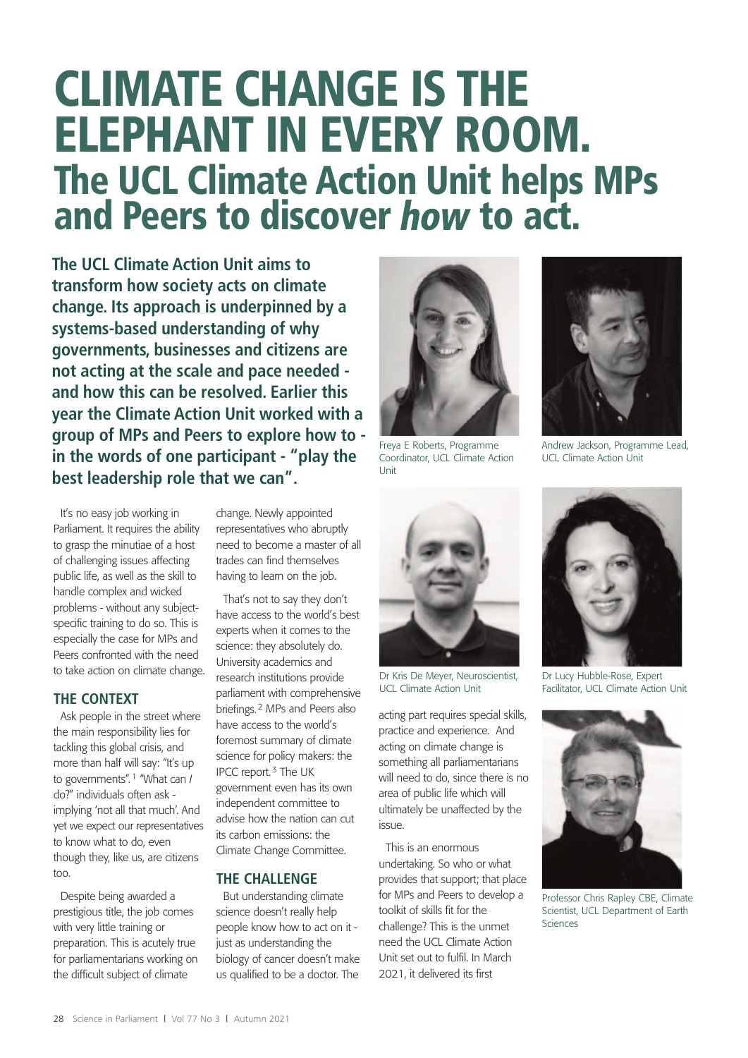# CLIMATE CHANGE IS THE ELEPHANT IN EVERY ROOM.

## The UCL Climate Action Unit helps MPs and Peers to discover *how* to act.

**The UCL Climate Action Unit aims to transform how society acts on climate change. Its approach is underpinned by a systems-based understanding of why governments, businesses and citizens are not acting at the scale and pace needed - and how this can be resolved. Earlier this year the Climate Action Unit worked with a group of MPs and Peers to explore how to - in the words of one participant - "play the best leadership role that we can".**

Freya E Roberts, Programme Coordinator, UCL Climate Action Unit

Andrew Jackson, Programme Lead, UCL Climate Action Unit

Dr Kris De Meyer, Neuroscientist, UCL Climate Action Unit

Dr Lucy Hubble-Rose, Expert Facilitator, UCL Climate Action Unit

Professor Chris Rapley CBE, Climate Scientist, UCL Department of Earth Sciences

It's no easy job working in Parliament. It requires the ability to grasp the minutiae of a host of challenging issues affecting public life, as well as the skill to handle complex and wicked problems - without any subject-specific training to do so. This is especially the case for MPs and Peers confronted with the need to take action on climate change.

### THE CONTEXT

Ask people in the street where the main responsibility lies for tackling this global crisis, and more than half will say: "It's up to governments".[1] "What can *I* do?" individuals often ask - implying 'not all that much'. And yet we expect our representatives to know what to do, even though they, like us, are citizens too.

Despite being awarded a prestigious title, the job comes with very little training or preparation. This is acutely true for parliamentarians working on the difficult subject of climate change. Newly appointed representatives who abruptly need to become a master of all trades can find themselves having to learn on the job.

That's not to say they don't have access to the world's best experts when it comes to the science: they absolutely do. University academics and research institutions provide parliament with comprehensive briefings.[2] MPs and Peers also have access to the world's foremost summary of climate science for policy makers: the IPCC report.[3] The UK government even has its own independent committee to advise how the nation can cut its carbon emissions: the Climate Change Committee.

### THE CHALLENGE

But understanding climate science doesn't really help people know how to act on it - just as understanding the biology of cancer doesn't make us qualified to be a doctor. The acting part requires special skills, practice and experience. And acting on climate change is something all parliamentarians will need to do, since there is no area of public life which will ultimately be unaffected by the issue.

This is an enormous undertaking. So who or what provides that support; that place for MPs and Peers to develop a toolkit of skills fit for the challenge? This is the unmet need the UCL Climate Action Unit set out to fulfil. In March 2021, it delivered its first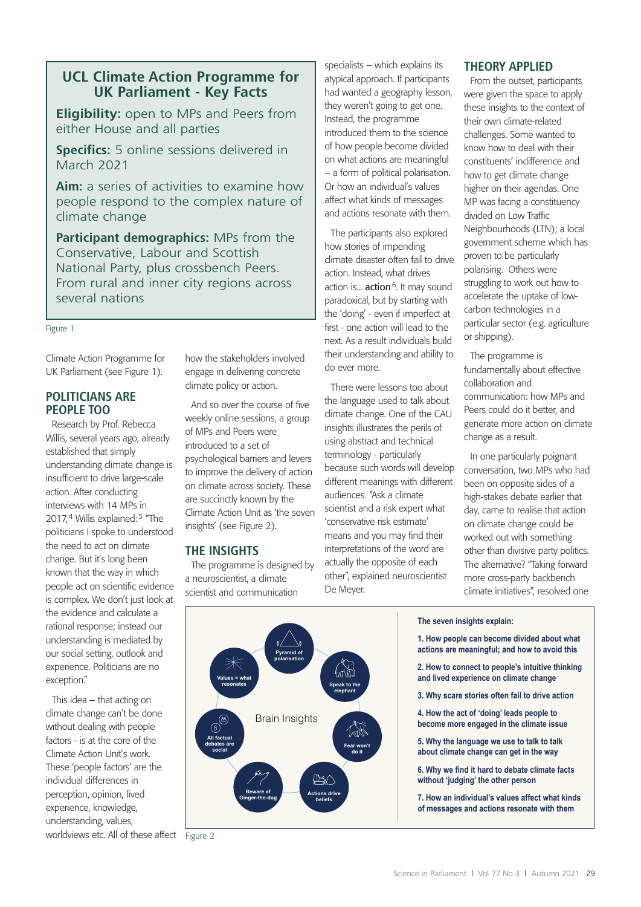## UCL Climate Action Programme for UK Parliament - Key Facts

**Eligibility:** open to MPs and Peers from either House and all parties

**Specifics:** 5 online sessions delivered in March 2021

**Aim:** a series of activities to examine how people respond to the complex nature of climate change

**Participant demographics:** MPs from the Conservative, Labour and Scottish National Party, plus crossbench Peers. From rural and inner city regions across several nations

Figure 1

Climate Action Programme for UK Parliament (see Figure 1).

## POLITICIANS ARE PEOPLE TOO

Research by Prof. Rebecca Willis, several years ago, already established that simply understanding climate change is insufficient to drive large-scale action. After conducting interviews with 14 MPs in 2017,[4] Willis explained:[5] "The politicians I spoke to understood the need to act on climate change. But it's long been known that the way in which people act on scientific evidence is complex. We don't just look at the evidence and calculate a rational response; instead our understanding is mediated by our social setting, outlook and experience. Politicians are no exception."

This idea – that acting on climate change can't be done without dealing with people factors - is at the core of the Climate Action Unit's work. These 'people factors' are the individual differences in perception, opinion, lived experience, knowledge, understanding, values, worldviews etc. All of these affect how the stakeholders involved engage in delivering concrete climate policy or action.

And so over the course of five weekly online sessions, a group of MPs and Peers were introduced to a set of psychological barriers and levers to improve the delivery of action on climate across society. These are succinctly known by the Climate Action Unit as 'the seven insights' (see Figure 2).

## THE INSIGHTS

The programme is designed by a neuroscientist, a climate scientist and communication specialists – which explains its atypical approach. If participants had wanted a geography lesson, they weren't going to get one. Instead, the programme introduced them to the science of how people become divided on what actions are meaningful – a form of political polarisation. Or how an individual's values affect what kinds of messages and actions resonate with them.

The participants also explored how stories of impending climate disaster often fail to drive action. Instead, what drives action is... **action**[6]. It may sound paradoxical, but by starting with the 'doing' - even if imperfect at first - one action will lead to the next. As a result individuals build their understanding and ability to do ever more.

There were lessons too about the language used to talk about climate change. One of the CAU insights illustrates the perils of using abstract and technical terminology - particularly because such words will develop different meanings with different audiences. "Ask a climate scientist and a risk expert what 'conservative risk estimate' means and you may find their interpretations of the word are actually the opposite of each other", explained neuroscientist De Meyer.

## THEORY APPLIED

From the outset, participants were given the space to apply these insights to the context of their own climate-related challenges. Some wanted to know how to deal with their constituents' indifference and how to get climate change higher on their agendas. One MP was facing a constituency divided on Low Traffic Neighbourhoods (LTN); a local government scheme which has proven to be particularly polarising. Others were struggling to work out how to accelerate the uptake of low-carbon technologies in a particular sector (e.g. agriculture or shipping).

The programme is fundamentally about effective collaboration and communication: how MPs and Peers could do it better, and generate more action on climate change as a result.

In one particularly poignant conversation, two MPs who had been on opposite sides of a high-stakes debate earlier that day, came to realise that action on climate change could be worked out with something other than divisive party politics. The alternative? "Taking forward more cross-party backbench climate initiatives", resolved one

Brain Insights: Pyramid of polarisation; Speak to the elephant; Fear won't do it; Actions drive beliefs; Beware of Ginger-the-dog; All factual debates are social; Values = what resonates

**The seven insights explain:**

1. **How people can become divided about what actions are meaningful; and how to avoid this**
2. **How to connect to people's intuitive thinking and lived experience on climate change**
3. **Why scare stories often fail to drive action**
4. **How the act of 'doing' leads people to become more engaged in the climate issue**
5. **Why the language we use to talk about climate change can get in the way**
6. **Why we find it hard to debate climate facts without 'judging' the other person**
7. **How an individual's values affect what kinds of messages and actions resonate with them**

Figure 2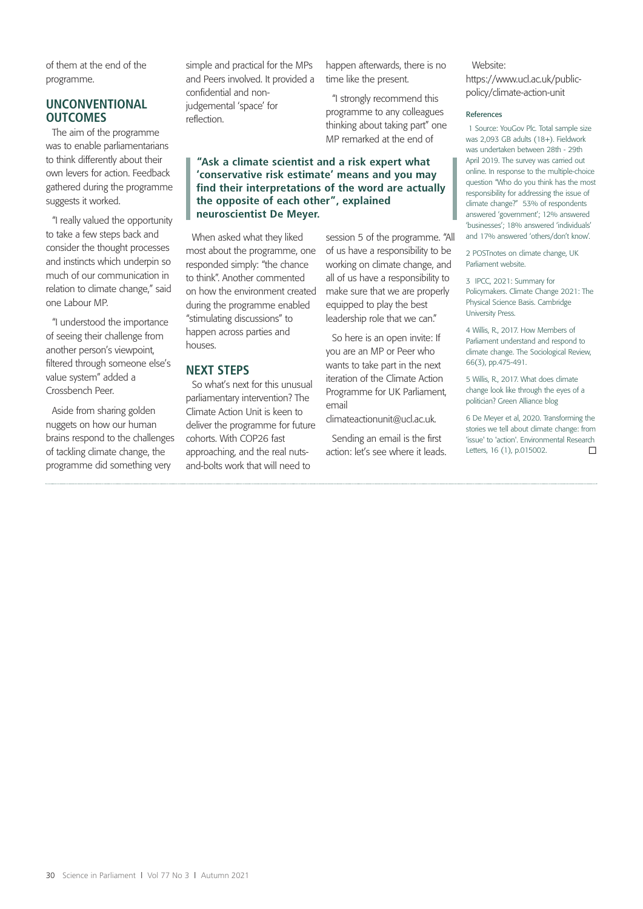of them at the end of the programme.

## UNCONVENTIONAL OUTCOMES

The aim of the programme was to enable parliamentarians to think differently about their own levers for action. Feedback gathered during the programme suggests it worked.

"I really valued the opportunity to take a few steps back and consider the thought processes and instincts which underpin so much of our communication in relation to climate change," said one Labour MP.

"I understood the importance of seeing their challenge from another person's viewpoint, filtered through someone else's value system" added a Crossbench Peer.

Aside from sharing golden nuggets on how our human brains respond to the challenges of tackling climate change, the programme did something very simple and practical for the MPs and Peers involved. It provided a confidential and non-judgemental 'space' for reflection.

> **"Ask a climate scientist and a risk expert what 'conservative risk estimate' means and you may find their interpretations of the word are actually the opposite of each other", explained neuroscientist De Meyer.**

When asked what they liked most about the programme, one responded simply: "the chance to think". Another commented on how the environment created during the programme enabled "stimulating discussions" to happen across parties and houses.

## NEXT STEPS

So what's next for this unusual parliamentary intervention? The Climate Action Unit is keen to deliver the programme for future cohorts. With COP26 fast approaching, and the real nuts-and-bolts work that will need to happen afterwards, there is no time like the present.

"I strongly recommend this programme to any colleagues thinking about taking part" one MP remarked at the end of session 5 of the programme. "All of us have a responsibility to be working on climate change, and all of us have a responsibility to make sure that we are properly equipped to play the best leadership role that we can."

So here is an open invite: If you are an MP or Peer who wants to take part in the next iteration of the Climate Action Programme for UK Parliament, email climateactionunit@ucl.ac.uk.

Sending an email is the first action: let's see where it leads.

Website:
https://www.ucl.ac.uk/public-policy/climate-action-unit

#### References

1 Source: YouGov Plc. Total sample size was 2,093 GB adults (18+). Fieldwork was undertaken between 28th - 29th April 2019. The survey was carried out online. In response to the multiple-choice question "Who do you think has the most responsibility for addressing the issue of climate change?" 53% of respondents answered 'government'; 12% answered 'businesses'; 18% answered 'individuals' and 17% answered 'others/don't know'.

2 POSTnotes on climate change, UK Parliament website.

3 IPCC, 2021: Summary for Policymakers. Climate Change 2021: The Physical Science Basis. Cambridge University Press.

4 Willis, R., 2017. How Members of Parliament understand and respond to climate change. The Sociological Review, 66(3), pp.475-491.

5 Willis, R., 2017. What does climate change look like through the eyes of a politician? Green Alliance blog

6 De Meyer et al, 2020. Transforming the stories we tell about climate change: from 'issue' to 'action'. Environmental Research Letters, 16 (1), p.015002.